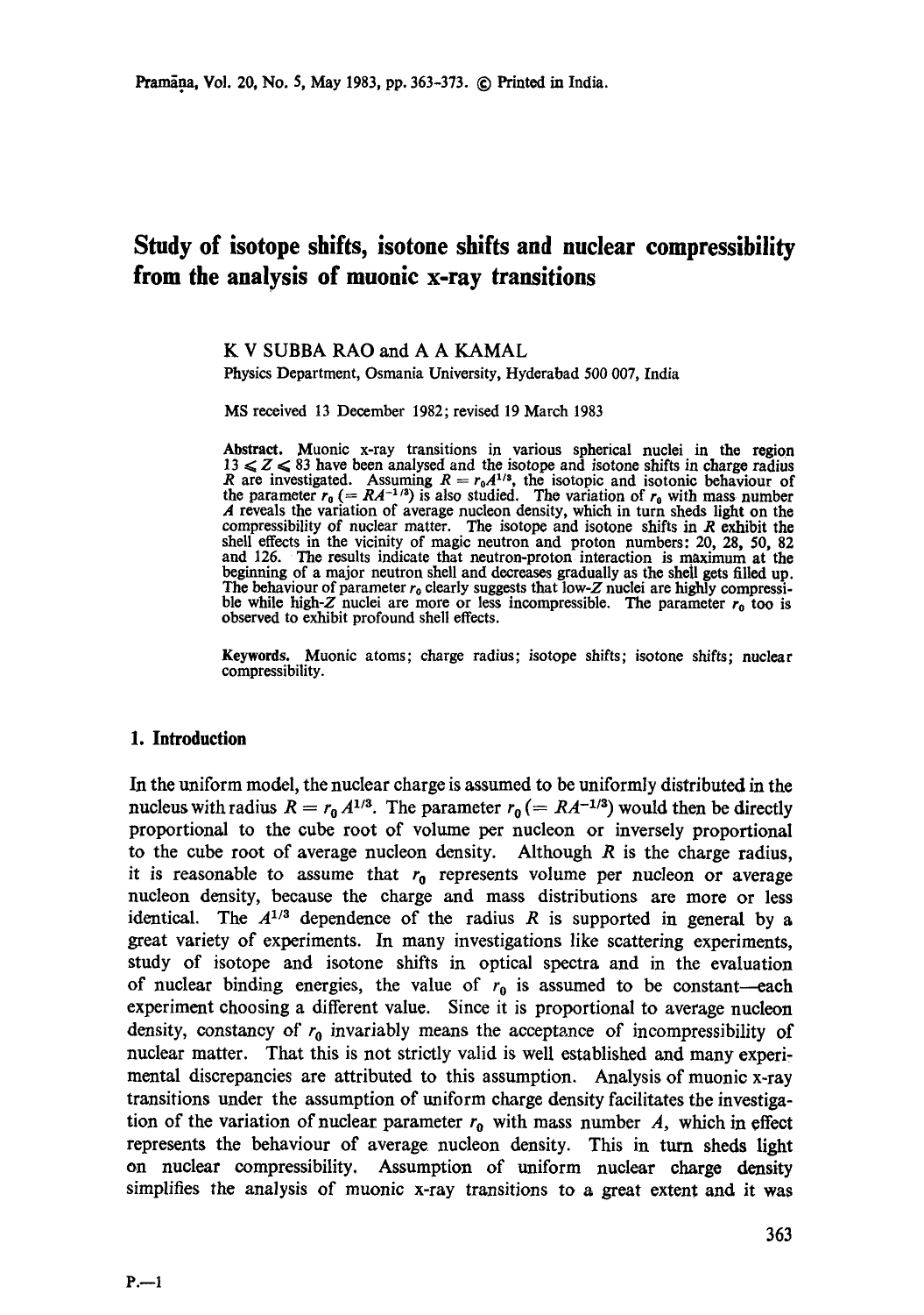# Study of isotope shifts, isotone shifts and nuclear compressibility from the analysis of muonic x-ray transitions

K V SUBBA RAO and A A KAMAL

Physics Department, Osmania University, Hyderabad 500 007, India

MS received 13 December 1982; revised 19 March 1983

**Abstract.** Muonic x-ray transitions in various spherical nuclei in the region $13 \leqslant Z \leqslant 83$ have been analysed and the isotope and isotone shifts in charge radius $R$ are investigated. Assuming $R = r_0 A^{1/3}$, the isotopic and isotonic behaviour of the parameter $r_0$ $(= RA^{-1/3})$ is also studied. The variation of $r_0$ with mass number $A$ reveals the variation of average nucleon density, which in turn sheds light on the compressibility of nuclear matter. The isotope and isotone shifts in $R$ exhibit the shell effects in the vicinity of magic neutron and proton numbers: 20, 28, 50, 82 and 126. The results indicate that neutron-proton interaction is maximum at the beginning of a major neutron shell and decreases gradually as the shell gets filled up. The behaviour of parameter $r_0$ clearly suggests that low-$Z$ nuclei are highly compressible while high-$Z$ nuclei are more or less incompressible. The parameter $r_0$ too is observed to exhibit profound shell effects.

**Keywords.** Muonic atoms; charge radius; isotope shifts; isotone shifts; nuclear compressibility.

## 1. Introduction

In the uniform model, the nuclear charge is assumed to be uniformly distributed in the nucleus with radius $R = r_0 A^{1/3}$. The parameter $r_0$ $(= RA^{-1/3})$ would then be directly proportional to the cube root of volume per nucleon or inversely proportional to the cube root of average nucleon density. Although $R$ is the charge radius, it is reasonable to assume that $r_0$ represents volume per nucleon or average nucleon density, because the charge and mass distributions are more or less identical. The $A^{1/3}$ dependence of the radius $R$ is supported in general by a great variety of experiments. In many investigations like scattering experiments, study of isotope and isotone shifts in optical spectra and in the evaluation of nuclear binding energies, the value of $r_0$ is assumed to be constant—each experiment choosing a different value. Since it is proportional to average nucleon density, constancy of $r_0$ invariably means the acceptance of incompressibility of nuclear matter. That this is not strictly valid is well established and many experimental discrepancies are attributed to this assumption. Analysis of muonic x-ray transitions under the assumption of uniform charge density facilitates the investigation of the variation of nuclear parameter $r_0$ with mass number $A$, which in effect represents the behaviour of average nucleon density. This in turn sheds light on nuclear compressibility. Assumption of uniform nuclear charge density simplifies the analysis of muonic x-ray transitions to a great extent and it was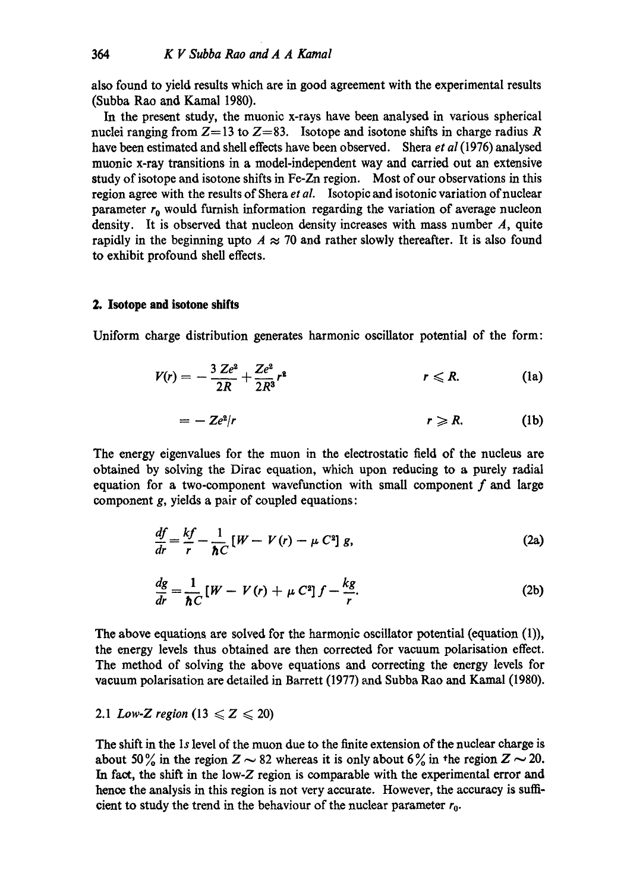also found to yield results which are in good agreement with the experimental results (Subba Rao and Kamal 1980).

In the present study, the muonic x-rays have been analysed in various spherical nuclei ranging from $Z=13$ to $Z=83$. Isotope and isotone shifts in charge radius $R$ have been estimated and shell effects have been observed. Shera *et al* (1976) analysed muonic x-ray transitions in a model-independent way and carried out an extensive study of isotope and isotone shifts in Fe-Zn region. Most of our observations in this region agree with the results of Shera *et al.* Isotopic and isotonic variation of nuclear parameter $r_0$ would furnish information regarding the variation of average nucleon density. It is observed that nucleon density increases with mass number $A$, quite rapidly in the beginning upto $A \approx 70$ and rather slowly thereafter. It is also found to exhibit profound shell effects.

## 2. Isotope and isotone shifts

Uniform charge distribution generates harmonic oscillator potential of the form:

$$V(r) = -\frac{3\,Ze^2}{2R} + \frac{Ze^2}{2R^3}r^2 \qquad r \leqslant R. \tag{1a}$$

$$= -Ze^2/r \qquad r \geqslant R. \tag{1b}$$

The energy eigenvalues for the muon in the electrostatic field of the nucleus are obtained by solving the Dirac equation, which upon reducing to a purely radial equation for a two-component wavefunction with small component $f$ and large component $g$, yields a pair of coupled equations:

$$\frac{df}{dr} = \frac{kf}{r} - \frac{1}{\hbar C}[W - V(r) - \mu C^2]\,g, \tag{2a}$$

$$\frac{dg}{dr} = \frac{1}{\hbar C}[W - V(r) + \mu C^2]\,f - \frac{kg}{r}. \tag{2b}$$

The above equations are solved for the harmonic oscillator potential (equation (1)), the energy levels thus obtained are then corrected for vacuum polarisation effect. The method of solving the above equations and correcting the energy levels for vacuum polarisation are detailed in Barrett (1977) and Subba Rao and Kamal (1980).

### 2.1 *Low-Z region* ($13 \leqslant Z \leqslant 20$)

The shift in the $1s$ level of the muon due to the finite extension of the nuclear charge is about 50% in the region $Z \sim 82$ whereas it is only about 6% in the region $Z \sim 20$. In fact, the shift in the low-Z region is comparable with the experimental error and hence the analysis in this region is not very accurate. However, the accuracy is sufficient to study the trend in the behaviour of the nuclear parameter $r_0$.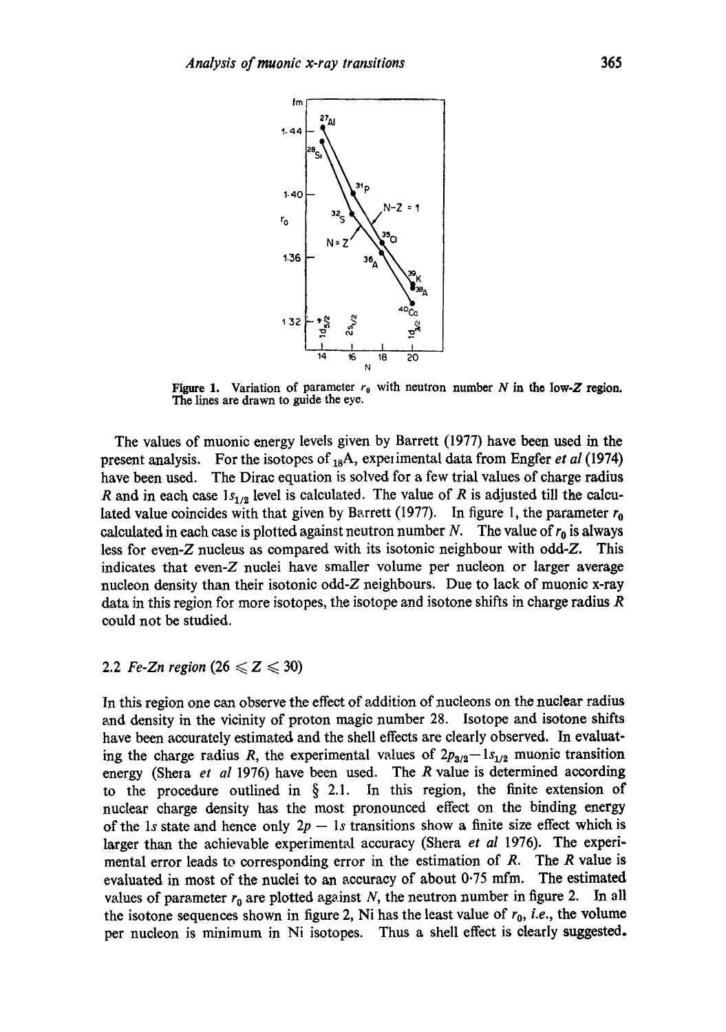Figure 1. Variation of parameter $r_0$ with neutron number $N$ in the low-$Z$ region. The lines are drawn to guide the eye.

The values of muonic energy levels given by Barrett (1977) have been used in the present analysis. For the isotopes of $_{18}$A, experimental data from Engfer *et al* (1974) have been used. The Dirac equation is solved for a few trial values of charge radius $R$ and in each case $1s_{1/2}$ level is calculated. The value of $R$ is adjusted till the calculated value coincides with that given by Barrett (1977). In figure 1, the parameter $r_0$ calculated in each case is plotted against neutron number $N$. The value of $r_0$ is always less for even-$Z$ nucleus as compared with its isotonic neighbour with odd-$Z$. This indicates that even-$Z$ nuclei have smaller volume per nucleon or larger average nucleon density than their isotonic odd-$Z$ neighbours. Due to lack of muonic x-ray data in this region for more isotopes, the isotope and isotone shifts in charge radius $R$ could not be studied.

### 2.2 *Fe-Zn region* ($26 \leqslant Z \leqslant 30$)

In this region one can observe the effect of addition of nucleons on the nuclear radius and density in the vicinity of proton magic number 28. Isotope and isotone shifts have been accurately estimated and the shell effects are clearly observed. In evaluating the charge radius $R$, the experimental values of $2p_{3/2}-1s_{1/2}$ muonic transition energy (Shera *et al* 1976) have been used. The $R$ value is determined according to the procedure outlined in § 2.1. In this region, the finite extension of nuclear charge density has the most pronounced effect on the binding energy of the $1s$ state and hence only $2p-1s$ transitions show a finite size effect which is larger than the achievable experimental accuracy (Shera *et al* 1976). The experimental error leads to corresponding error in the estimation of $R$. The $R$ value is evaluated in most of the nuclei to an accuracy of about 0·75 mfm. The estimated values of parameter $r_0$ are plotted against $N$, the neutron number in figure 2. In all the isotone sequences shown in figure 2, Ni has the least value of $r_0$, *i.e.*, the volume per nucleon is minimum in Ni isotopes. Thus a shell effect is clearly suggested.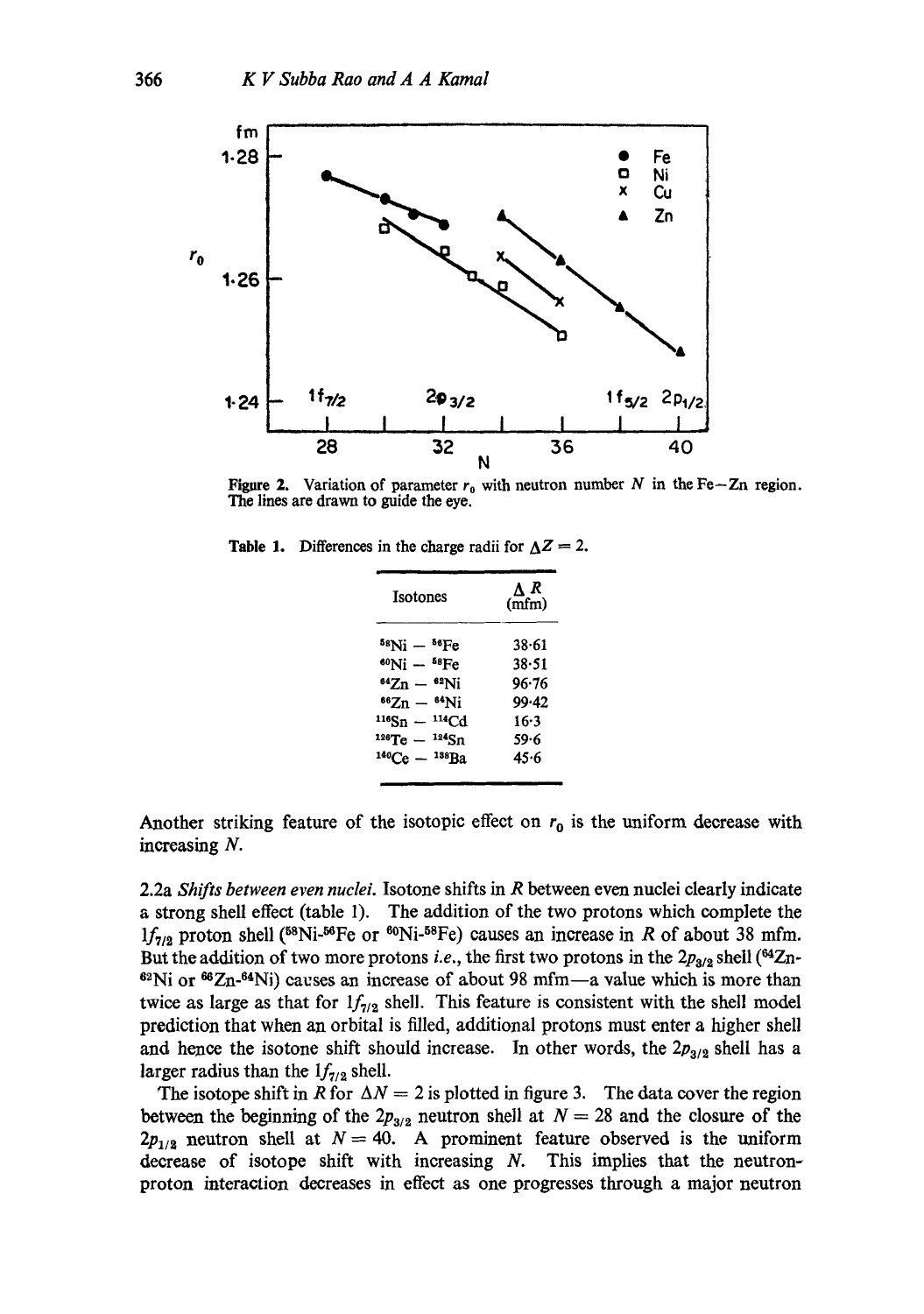Figure 2. Variation of parameter $r_0$ with neutron number $N$ in the Fe–Zn region. The lines are drawn to guide the eye.

Table 1. Differences in the charge radii for $\Delta Z = 2$.

| Isotones | $\Delta R$ (mfm) |
|---|---|
| $^{58}$Ni – $^{56}$Fe | 38·61 |
| $^{60}$Ni – $^{58}$Fe | 38·51 |
| $^{64}$Zn – $^{62}$Ni | 96·76 |
| $^{66}$Zn – $^{64}$Ni | 99·42 |
| $^{116}$Sn – $^{114}$Cd | 16·3 |
| $^{126}$Te – $^{124}$Sn | 59·6 |
| $^{140}$Ce – $^{138}$Ba | 45·6 |

Another striking feature of the isotopic effect on $r_0$ is the uniform decrease with increasing $N$.

2.2a *Shifts between even nuclei.* Isotone shifts in $R$ between even nuclei clearly indicate a strong shell effect (table 1). The addition of the two protons which complete the $1f_{7/2}$ proton shell ($^{58}$Ni-$^{56}$Fe or $^{60}$Ni-$^{58}$Fe) causes an increase in $R$ of about 38 mfm. But the addition of two more protons *i.e.*, the first two protons in the $2p_{3/2}$ shell ($^{64}$Zn-$^{62}$Ni or $^{66}$Zn-$^{64}$Ni) causes an increase of about 98 mfm—a value which is more than twice as large as that for $1f_{7/2}$ shell. This feature is consistent with the shell model prediction that when an orbital is filled, additional protons must enter a higher shell and hence the isotone shift should increase. In other words, the $2p_{3/2}$ shell has a larger radius than the $1f_{7/2}$ shell.

The isotope shift in $R$ for $\Delta N = 2$ is plotted in figure 3. The data cover the region between the beginning of the $2p_{3/2}$ neutron shell at $N = 28$ and the closure of the $2p_{1/2}$ neutron shell at $N = 40$. A prominent feature observed is the uniform decrease of isotope shift with increasing $N$. This implies that the neutron-proton interaction decreases in effect as one progresses through a major neutron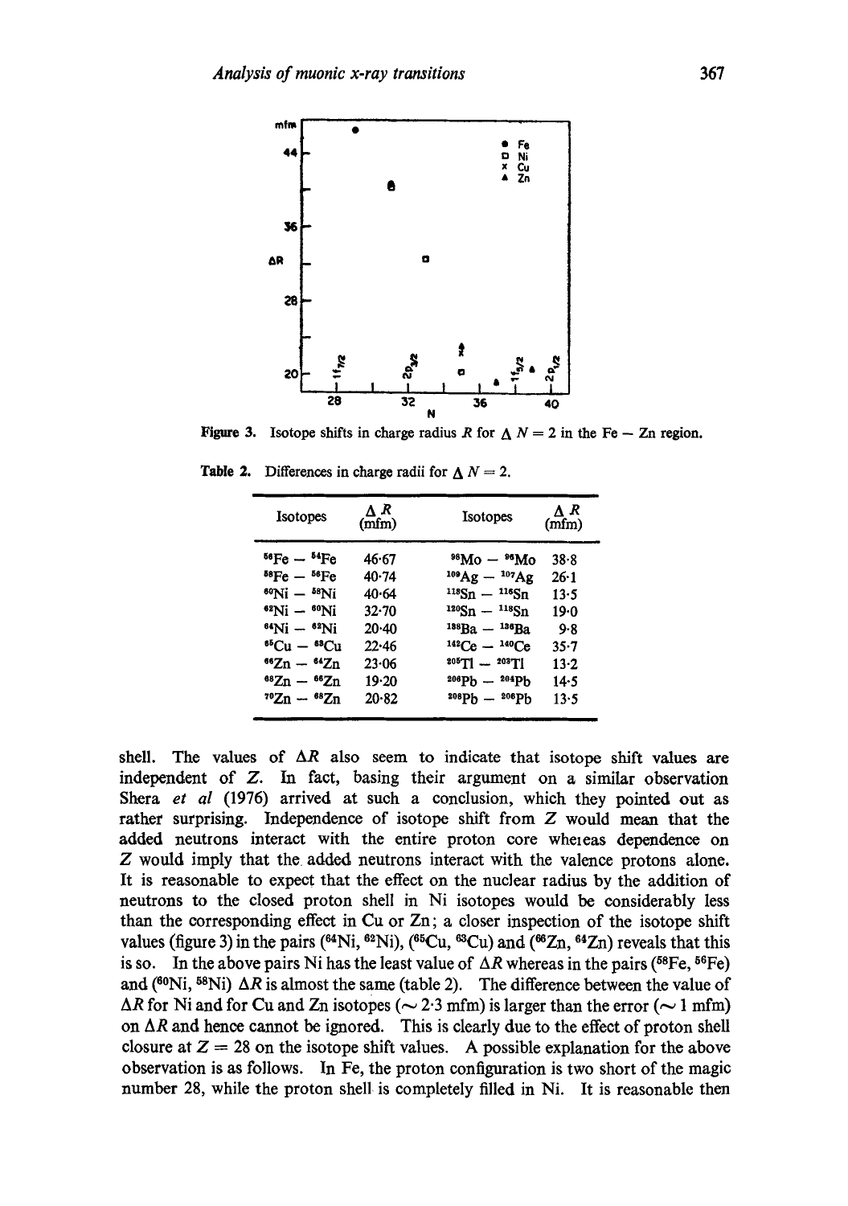Figure 3. Isotope shifts in charge radius $R$ for $\Delta N = 2$ in the Fe — Zn region.

Table 2. Differences in charge radii for $\Delta N = 2$.

| Isotopes | $\Delta R$ (mfm) | Isotopes | $\Delta R$ (mfm) |
|---|---|---|---|
| $^{56}$Fe — $^{54}$Fe | 46·67 | $^{98}$Mo — $^{96}$Mo | 38·8 |
| $^{58}$Fe — $^{56}$Fe | 40·74 | $^{109}$Ag — $^{107}$Ag | 26·1 |
| $^{60}$Ni — $^{58}$Ni | 40·64 | $^{118}$Sn — $^{116}$Sn | 13·5 |
| $^{62}$Ni — $^{60}$Ni | 32·70 | $^{120}$Sn — $^{118}$Sn | 19·0 |
| $^{64}$Ni — $^{62}$Ni | 20·40 | $^{138}$Ba — $^{136}$Ba | 9·8 |
| $^{65}$Cu — $^{63}$Cu | 22·46 | $^{142}$Ce — $^{140}$Ce | 35·7 |
| $^{66}$Zn — $^{64}$Zn | 23·06 | $^{205}$Tl — $^{203}$Tl | 13·2 |
| $^{68}$Zn — $^{66}$Zn | 19·20 | $^{206}$Pb — $^{204}$Pb | 14·5 |
| $^{70}$Zn — $^{68}$Zn | 20·82 | $^{208}$Pb — $^{206}$Pb | 13·5 |

shell. The values of $\Delta R$ also seem to indicate that isotope shift values are independent of $Z$. In fact, basing their argument on a similar observation Shera *et al* (1976) arrived at such a conclusion, which they pointed out as rather surprising. Independence of isotope shift from $Z$ would mean that the added neutrons interact with the entire proton core whereas dependence on $Z$ would imply that the added neutrons interact with the valence protons alone. It is reasonable to expect that the effect on the nuclear radius by the addition of neutrons to the closed proton shell in Ni isotopes would be considerably less than the corresponding effect in Cu or Zn; a closer inspection of the isotope shift values (figure 3) in the pairs ($^{64}$Ni, $^{62}$Ni), ($^{65}$Cu, $^{63}$Cu) and ($^{66}$Zn, $^{64}$Zn) reveals that this is so. In the above pairs Ni has the least value of $\Delta R$ whereas in the pairs ($^{58}$Fe, $^{56}$Fe) and ($^{60}$Ni, $^{58}$Ni) $\Delta R$ is almost the same (table 2). The difference between the value of $\Delta R$ for Ni and for Cu and Zn isotopes ($\sim$ 2·3 mfm) is larger than the error ($\sim$ 1 mfm) on $\Delta R$ and hence cannot be ignored. This is clearly due to the effect of proton shell closure at $Z = 28$ on the isotope shift values. A possible explanation for the above observation is as follows. In Fe, the proton configuration is two short of the magic number 28, while the proton shell is completely filled in Ni. It is reasonable then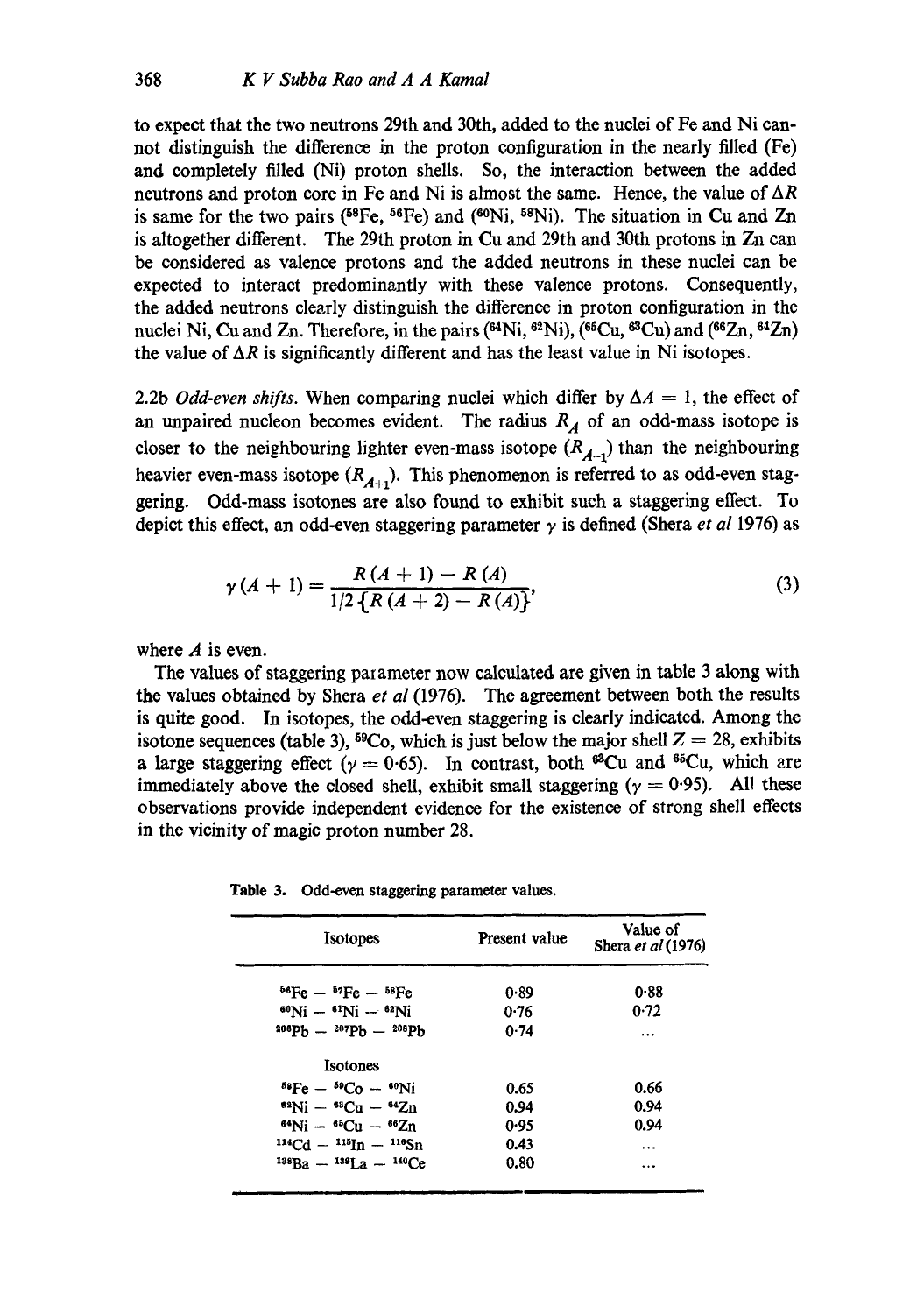to expect that the two neutrons 29th and 30th, added to the nuclei of Fe and Ni cannot distinguish the difference in the proton configuration in the nearly filled (Fe) and completely filled (Ni) proton shells. So, the interaction between the added neutrons and proton core in Fe and Ni is almost the same. Hence, the value of $\Delta R$ is same for the two pairs ($^{58}$Fe, $^{56}$Fe) and ($^{60}$Ni, $^{58}$Ni). The situation in Cu and Zn is altogether different. The 29th proton in Cu and 29th and 30th protons in Zn can be considered as valence protons and the added neutrons in these nuclei can be expected to interact predominantly with these valence protons. Consequently, the added neutrons clearly distinguish the difference in proton configuration in the nuclei Ni, Cu and Zn. Therefore, in the pairs ($^{64}$Ni, $^{62}$Ni), ($^{65}$Cu, $^{63}$Cu) and ($^{66}$Zn, $^{64}$Zn) the value of $\Delta R$ is significantly different and has the least value in Ni isotopes.

2.2b *Odd-even shifts.* When comparing nuclei which differ by $\Delta A = 1$, the effect of an unpaired nucleon becomes evident. The radius $R_A$ of an odd-mass isotope is closer to the neighbouring lighter even-mass isotope ($R_{A-1}$) than the neighbouring heavier even-mass isotope ($R_{A+1}$). This phenomenon is referred to as odd-even staggering. Odd-mass isotones are also found to exhibit such a staggering effect. To depict this effect, an odd-even staggering parameter $\gamma$ is defined (Shera *et al* 1976) as

$$\gamma(A+1) = \frac{R(A+1) - R(A)}{1/2\{R(A+2) - R(A)\}}, \tag{3}$$

where $A$ is even.

The values of staggering parameter now calculated are given in table 3 along with the values obtained by Shera *et al* (1976). The agreement between both the results is quite good. In isotopes, the odd-even staggering is clearly indicated. Among the isotone sequences (table 3), $^{59}$Co, which is just below the major shell $Z = 28$, exhibits a large staggering effect ($\gamma = 0{\cdot}65$). In contrast, both $^{63}$Cu and $^{65}$Cu, which are immediately above the closed shell, exhibit small staggering ($\gamma = 0{\cdot}95$). All these observations provide independent evidence for the existence of strong shell effects in the vicinity of magic proton number 28.

**Table 3.** Odd-even staggering parameter values.

| Isotopes | Present value | Value of Shera *et al* (1976) |
|---|---|---|
| $^{56}$Fe — $^{57}$Fe — $^{58}$Fe | 0·89 | 0·88 |
| $^{60}$Ni — $^{61}$Ni — $^{62}$Ni | 0·76 | 0·72 |
| $^{206}$Pb — $^{207}$Pb — $^{208}$Pb | 0·74 | ... |
| Isotones | | |
| $^{58}$Fe — $^{59}$Co — $^{60}$Ni | 0.65 | 0.66 |
| $^{62}$Ni — $^{63}$Cu — $^{64}$Zn | 0.94 | 0.94 |
| $^{64}$Ni — $^{65}$Cu — $^{66}$Zn | 0·95 | 0.94 |
| $^{114}$Cd — $^{115}$In — $^{116}$Sn | 0.43 | ... |
| $^{138}$Ba — $^{139}$La — $^{140}$Ce | 0.80 | ... |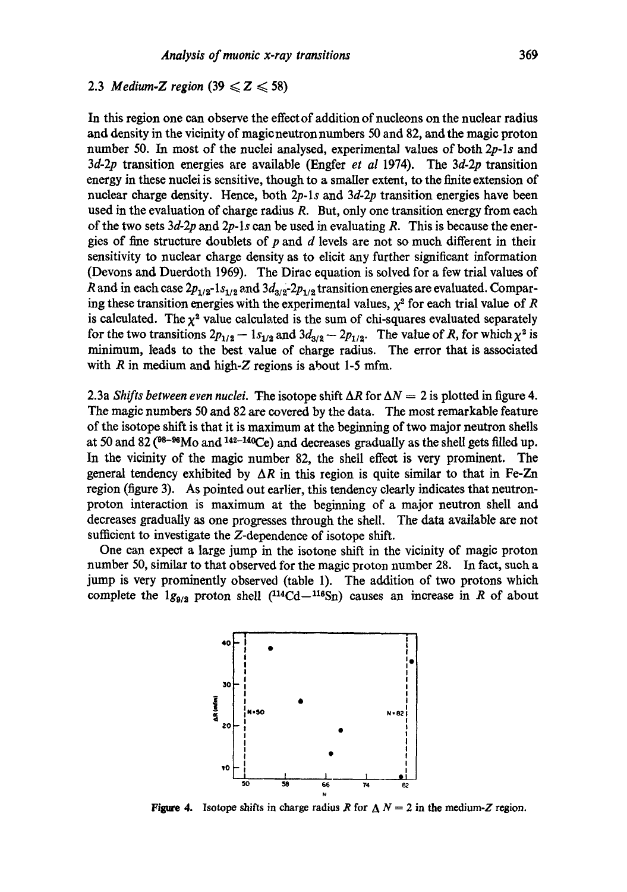### 2.3 *Medium-Z region* ($39 \leqslant Z \leqslant 58$)

In this region one can observe the effect of addition of nucleons on the nuclear radius and density in the vicinity of magic neutron numbers 50 and 82, and the magic proton number 50. In most of the nuclei analysed, experimental values of both $2p$-$1s$ and $3d$-$2p$ transition energies are available (Engfer *et al* 1974). The $3d$-$2p$ transition energy in these nuclei is sensitive, though to a smaller extent, to the finite extension of nuclear charge density. Hence, both $2p$-$1s$ and $3d$-$2p$ transition energies have been used in the evaluation of charge radius $R$. But, only one transition energy from each of the two sets $3d$-$2p$ and $2p$-$1s$ can be used in evaluating $R$. This is because the energies of fine structure doublets of $p$ and $d$ levels are not so much different in their sensitivity to nuclear charge density as to elicit any further significant information (Devons and Duerdoth 1969). The Dirac equation is solved for a few trial values of $R$ and in each case $2p_{1/2}$-$1s_{1/2}$ and $3d_{3/2}$-$2p_{1/2}$ transition energies are evaluated. Comparing these transition energies with the experimental values, $\chi^2$ for each trial value of $R$ is calculated. The $\chi^2$ value calculated is the sum of chi-squares evaluated separately for the two transitions $2p_{1/2} - 1s_{1/2}$ and $3d_{3/2} - 2p_{1/2}$. The value of $R$, for which $\chi^2$ is minimum, leads to the best value of charge radius. The error that is associated with $R$ in medium and high-$Z$ regions is about 1-5 mfm.

2.3a *Shifts between even nuclei.* The isotope shift $\Delta R$ for $\Delta N = 2$ is plotted in figure 4. The magic numbers 50 and 82 are covered by the data. The most remarkable feature of the isotope shift is that it is maximum at the beginning of two major neutron shells at 50 and 82 ($^{98-96}$Mo and $^{142-140}$Ce) and decreases gradually as the shell gets filled up. In the vicinity of the magic number 82, the shell effect is very prominent. The general tendency exhibited by $\Delta R$ in this region is quite similar to that in Fe-Zn region (figure 3). As pointed out earlier, this tendency clearly indicates that neutron-proton interaction is maximum at the beginning of a major neutron shell and decreases gradually as one progresses through the shell. The data available are not sufficient to investigate the $Z$-dependence of isotope shift.

One can expect a large jump in the isotone shift in the vicinity of magic proton number 50, similar to that observed for the magic proton number 28. In fact, such a jump is very prominently observed (table 1). The addition of two protons which complete the $1g_{9/2}$ proton shell ($^{114}$Cd$-^{116}$Sn) causes an increase in $R$ of about

**Figure 4.** Isotope shifts in charge radius $R$ for $\Delta N = 2$ in the medium-$Z$ region.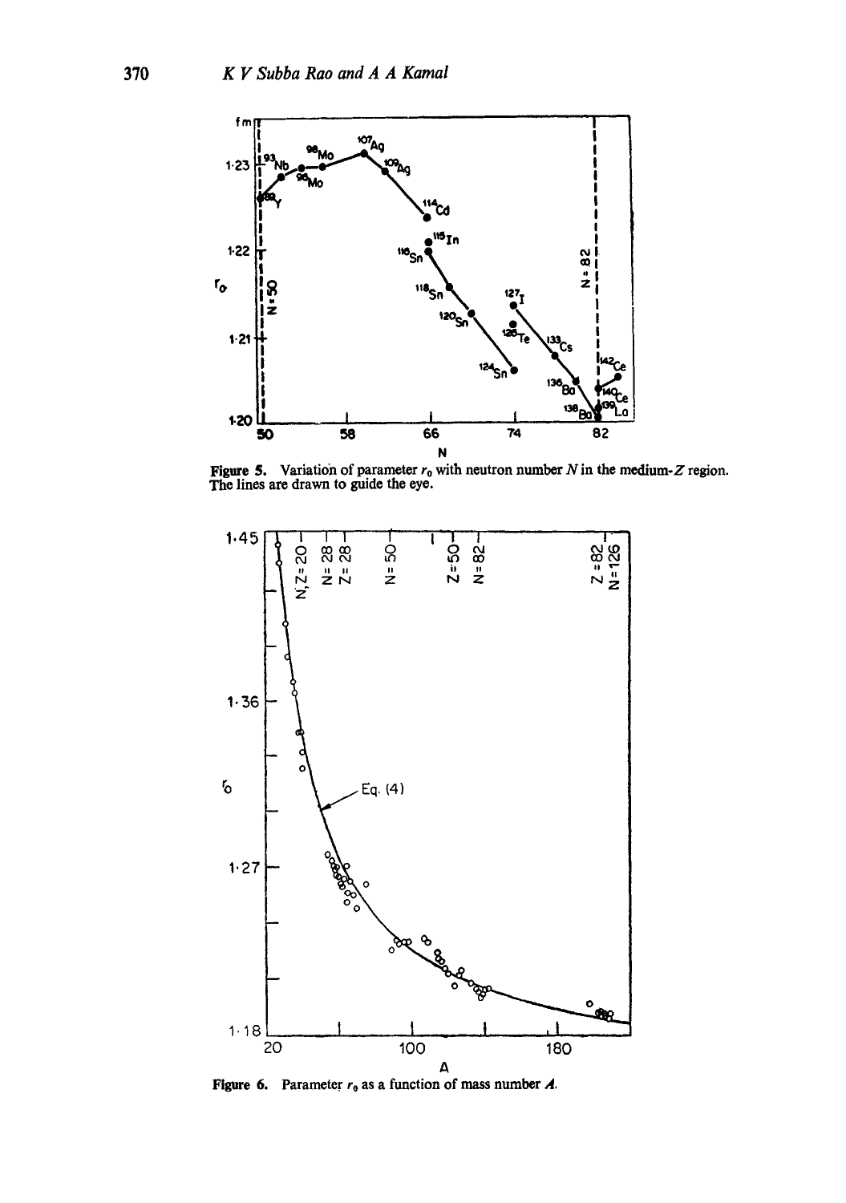**Figure 5.** Variation of parameter $r_0$ with neutron number $N$ in the medium-$Z$ region. The lines are drawn to guide the eye.

**Figure 6.** Parameter $r_0$ as a function of mass number $A$.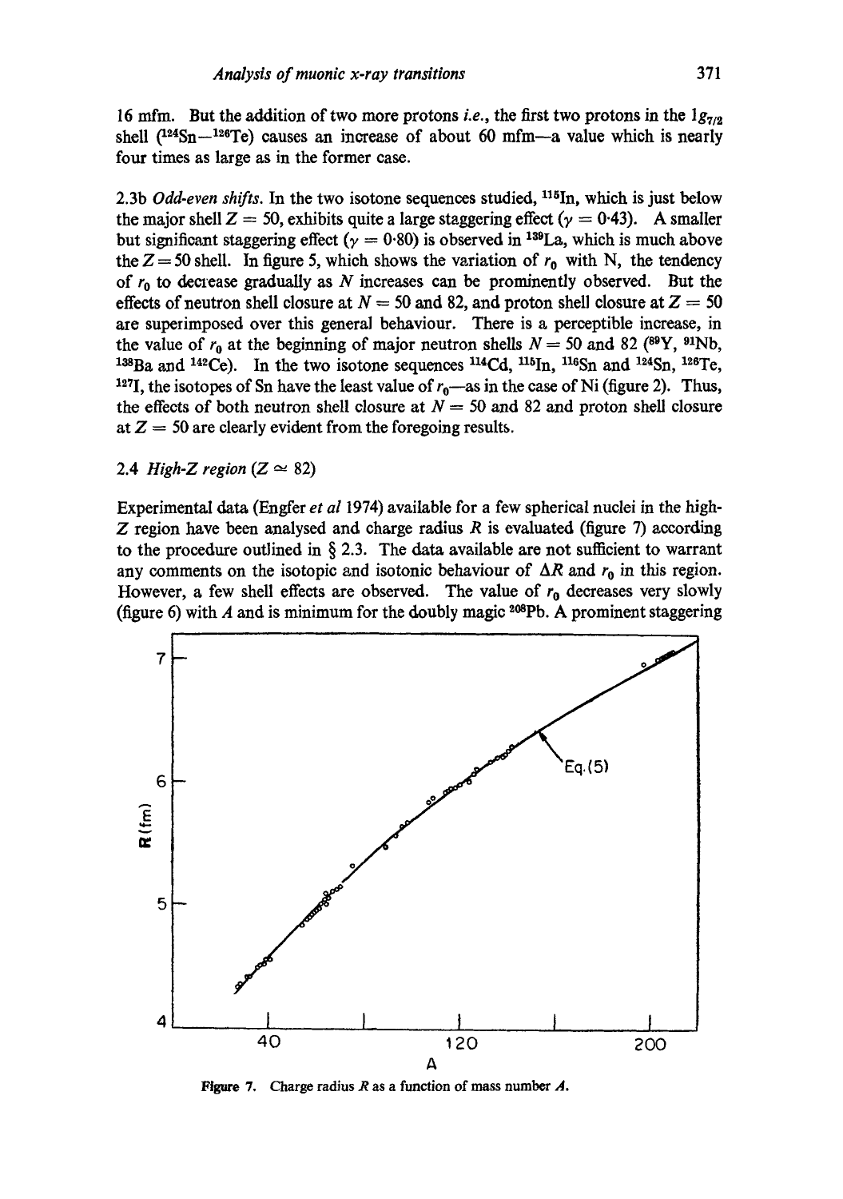16 mfm. But the addition of two more protons *i.e.*, the first two protons in the $1g_{7/2}$ shell ($^{124}$Sn—$^{126}$Te) causes an increase of about 60 mfm—a value which is nearly four times as large as in the former case.

2.3b *Odd-even shifts.* In the two isotone sequences studied, $^{115}$In, which is just below the major shell $Z = 50$, exhibits quite a large staggering effect ($\gamma = 0{\cdot}43$). A smaller but significant staggering effect ($\gamma = 0{\cdot}80$) is observed in $^{139}$La, which is much above the $Z = 50$ shell. In figure 5, which shows the variation of $r_0$ with N, the tendency of $r_0$ to decrease gradually as $N$ increases can be prominently observed. But the effects of neutron shell closure at $N = 50$ and 82, and proton shell closure at $Z = 50$ are superimposed over this general behaviour. There is a perceptible increase, in the value of $r_0$ at the beginning of major neutron shells $N = 50$ and 82 ($^{89}$Y, $^{91}$Nb, $^{138}$Ba and $^{142}$Ce). In the two isotone sequences $^{114}$Cd, $^{115}$In, $^{116}$Sn and $^{124}$Sn, $^{126}$Te, $^{127}$I, the isotopes of Sn have the least value of $r_0$—as in the case of Ni (figure 2). Thus, the effects of both neutron shell closure at $N = 50$ and 82 and proton shell closure at $Z = 50$ are clearly evident from the foregoing results.

### 2.4 *High-Z region* ($Z \simeq 82$)

Experimental data (Engfer *et al* 1974) available for a few spherical nuclei in the high-$Z$ region have been analysed and charge radius $R$ is evaluated (figure 7) according to the procedure outlined in § 2.3. The data available are not sufficient to warrant any comments on the isotopic and isotonic behaviour of $\Delta R$ and $r_0$ in this region. However, a few shell effects are observed. The value of $r_0$ decreases very slowly (figure 6) with $A$ and is minimum for the doubly magic $^{208}$Pb. A prominent staggering

**Figure 7.** Charge radius $R$ as a function of mass number $A$.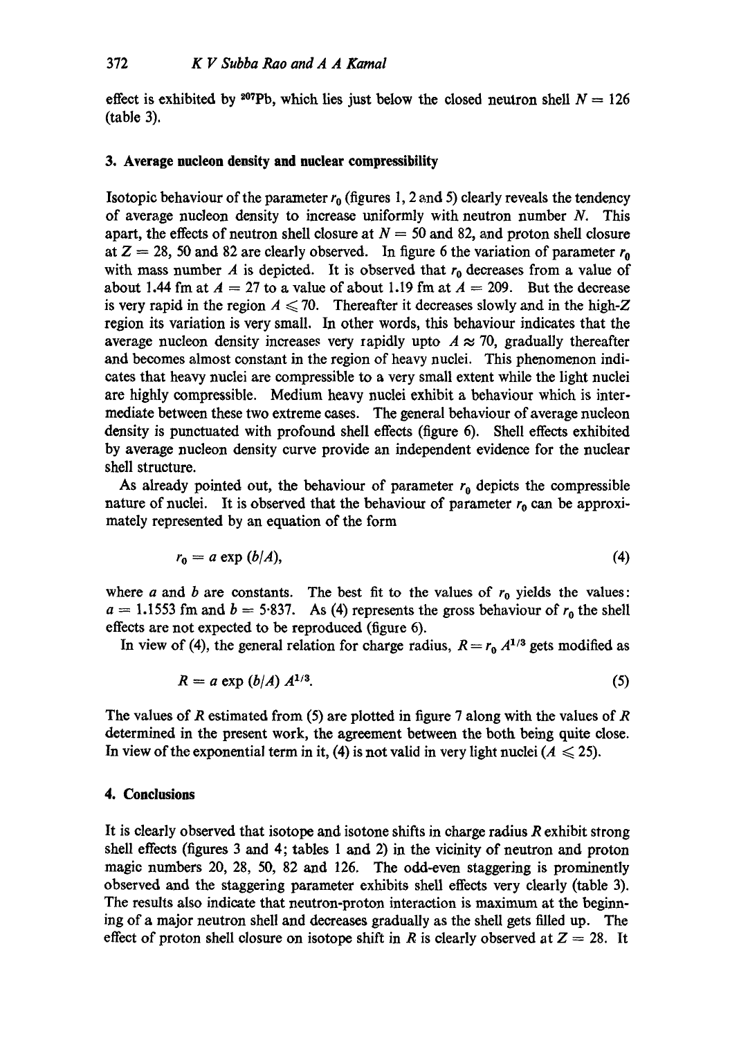effect is exhibited by $^{207}$Pb, which lies just below the closed neutron shell $N = 126$ (table 3).

## 3. Average nucleon density and nuclear compressibility

Isotopic behaviour of the parameter $r_0$ (figures 1, 2 and 5) clearly reveals the tendency of average nucleon density to increase uniformly with neutron number $N$. This apart, the effects of neutron shell closure at $N = 50$ and 82, and proton shell closure at $Z = 28$, 50 and 82 are clearly observed. In figure 6 the variation of parameter $r_0$ with mass number $A$ is depicted. It is observed that $r_0$ decreases from a value of about 1.44 fm at $A = 27$ to a value of about 1.19 fm at $A = 209$. But the decrease is very rapid in the region $A \leqslant 70$. Thereafter it decreases slowly and in the high-$Z$ region its variation is very small. In other words, this behaviour indicates that the average nucleon density increases very rapidly upto $A \approx 70$, gradually thereafter and becomes almost constant in the region of heavy nuclei. This phenomenon indicates that heavy nuclei are compressible to a very small extent while the light nuclei are highly compressible. Medium heavy nuclei exhibit a behaviour which is intermediate between these two extreme cases. The general behaviour of average nucleon density is punctuated with profound shell effects (figure 6). Shell effects exhibited by average nucleon density curve provide an independent evidence for the nuclear shell structure.

As already pointed out, the behaviour of parameter $r_0$ depicts the compressible nature of nuclei. It is observed that the behaviour of parameter $r_0$ can be approximately represented by an equation of the form

$$r_0 = a \exp (b/A), \tag{4}$$

where $a$ and $b$ are constants. The best fit to the values of $r_0$ yields the values: $a = 1.1553$ fm and $b = 5{\cdot}837$. As (4) represents the gross behaviour of $r_0$ the shell effects are not expected to be reproduced (figure 6).

In view of (4), the general relation for charge radius, $R = r_0 A^{1/3}$ gets modified as

$$R = a \exp (b/A) A^{1/3}. \tag{5}$$

The values of $R$ estimated from (5) are plotted in figure 7 along with the values of $R$ determined in the present work, the agreement between the both being quite close. In view of the exponential term in it, (4) is not valid in very light nuclei ($A \leqslant 25$).

## 4. Conclusions

It is clearly observed that isotope and isotone shifts in charge radius $R$ exhibit strong shell effects (figures 3 and 4; tables 1 and 2) in the vicinity of neutron and proton magic numbers 20, 28, 50, 82 and 126. The odd-even staggering is prominently observed and the staggering parameter exhibits shell effects very clearly (table 3). The results also indicate that neutron-proton interaction is maximum at the beginning of a major neutron shell and decreases gradually as the shell gets filled up. The effect of proton shell closure on isotope shift in $R$ is clearly observed at $Z = 28$. It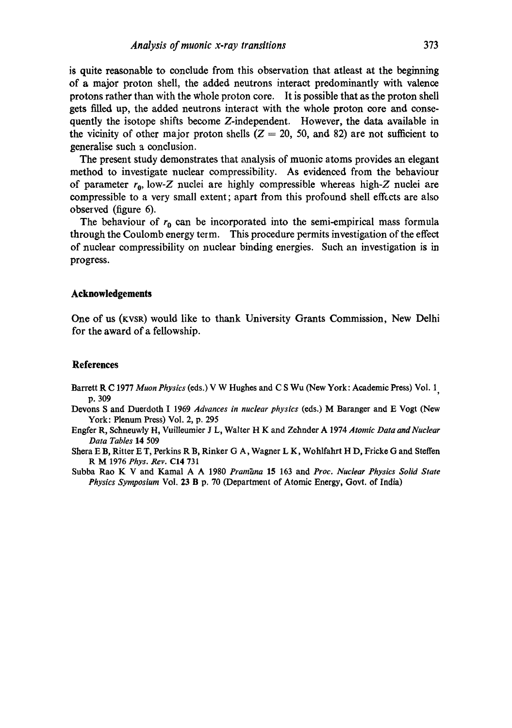is quite reasonable to conclude from this observation that atleast at the beginning of a major proton shell, the added neutrons interact predominantly with valence protons rather than with the whole proton core. It is possible that as the proton shell gets filled up, the added neutrons interact with the whole proton core and consequently the isotope shifts become Z-independent. However, the data available in the vicinity of other major proton shells ($Z = 20$, 50, and 82) are not sufficient to generalise such a conclusion.

The present study demonstrates that analysis of muonic atoms provides an elegant method to investigate nuclear compressibility. As evidenced from the behaviour of parameter $r_0$, low-$Z$ nuclei are highly compressible whereas high-$Z$ nuclei are compressible to a very small extent; apart from this profound shell effects are also observed (figure 6).

The behaviour of $r_0$ can be incorporated into the semi-empirical mass formula through the Coulomb energy term. This procedure permits investigation of the effect of nuclear compressibility on nuclear binding energies. Such an investigation is in progress.

## Acknowledgements

One of us (KVSR) would like to thank University Grants Commission, New Delhi for the award of a fellowship.

## References

Barrett R C 1977 *Muon Physics* (eds.) V W Hughes and C S Wu (New York: Academic Press) Vol. 1, p. 309

Devons S and Duerdoth I 1969 *Advances in nuclear physics* (eds.) M Baranger and E Vogt (New York: Plenum Press) Vol. 2, p. 295

Engfer R, Schneuwly H, Vuilleumier J L, Walter H K and Zehnder A 1974 *Atomic Data and Nuclear Data Tables* **14** 509

Shera E B, Ritter E T, Perkins R B, Rinker G A, Wagner L K, Wohlfahrt H D, Fricke G and Steffen R M 1976 *Phys. Rev.* **C14** 731

Subba Rao K V and Kamal A A 1980 *Pramāna* **15** 163 and *Proc. Nuclear Physics Solid State Physics Symposium* Vol. **23 B** p. 70 (Department of Atomic Energy, Govt. of India)